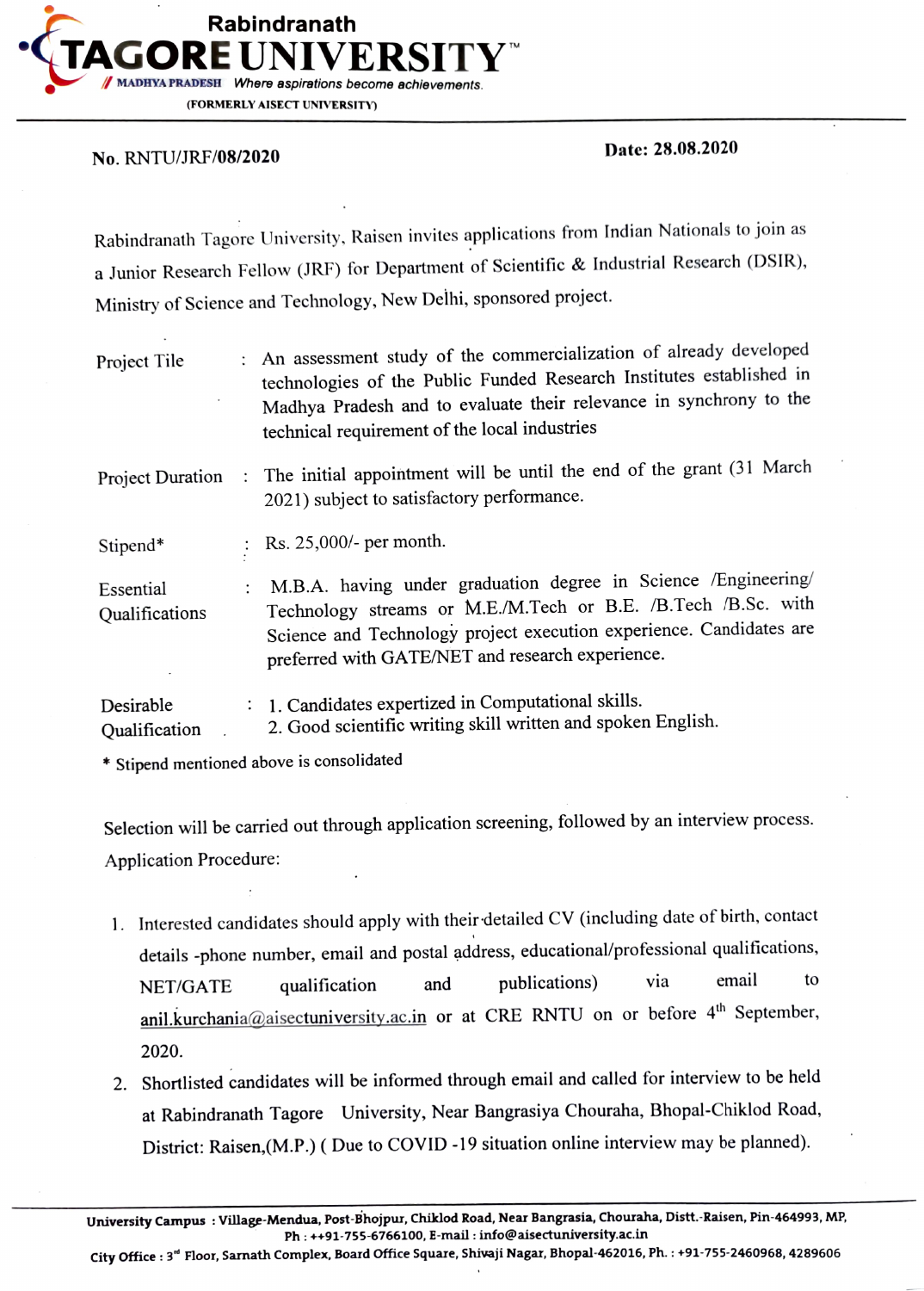# Rabindranath TAGORE UNIVERSITY™

MADHYA PRADESH *Where aspirations become achievements.*

(FORMERLY AISECT UNIVERSITY)

**No. RNTU/JRF/08/2020** **Date: 28.08.2020**

Rabindranath Tagore University, Raisen invites applications from Indian Nationals to join as a Junior Research Fellow (JRF) for Department of Scientific & Industrial Research (DSIR), Ministry of Science and Technology, New Delhi, sponsored project.

| | | |
|---|---|---|
| Project Tile | : | An assessment study of the commercialization of already developed technologies of the Public Funded Research Institutes established in Madhya Pradesh and to evaluate their relevance in synchrony to the technical requirement of the local industries |
| Project Duration | : | The initial appointment will be until the end of the grant (31 March 2021) subject to satisfactory performance. |
| Stipend* | : | Rs. 25,000/- per month. |
| Essential Qualifications | : | M.B.A. having under graduation degree in Science /Engineering/ Technology streams or M.E./M.Tech or B.E. /B.Tech /B.Sc. with Science and Technology project execution experience. Candidates are preferred with GATE/NET and research experience. |
| Desirable Qualification | : | 1. Candidates expertized in Computational skills.<br>2. Good scientific writing skill written and spoken English. |

\* Stipend mentioned above is consolidated

Selection will be carried out through application screening, followed by an interview process.

Application Procedure:

1. Interested candidates should apply with their detailed CV (including date of birth, contact details -phone number, email and postal address, educational/professional qualifications, NET/GATE qualification and publications) via email to anil.kurchania@aisectuniversity.ac.in or at CRE RNTU on or before 4th September, 2020.
2. Shortlisted candidates will be informed through email and called for interview to be held at Rabindranath Tagore University, Near Bangrasiya Chouraha, Bhopal-Chiklod Road, District: Raisen,(M.P.) ( Due to COVID -19 situation online interview may be planned).

**University Campus : Village-Mendua, Post-Bhojpur, Chiklod Road, Near Bangrasia, Chouraha, Distt.-Raisen, Pin-464993, MP, Ph : ++91-755-6766100, E-mail : info@aisectuniversity.ac.in**

**City Office : 3rd Floor, Sarnath Complex, Board Office Square, Shivaji Nagar, Bhopal-462016, Ph. : +91-755-2460968, 4289606**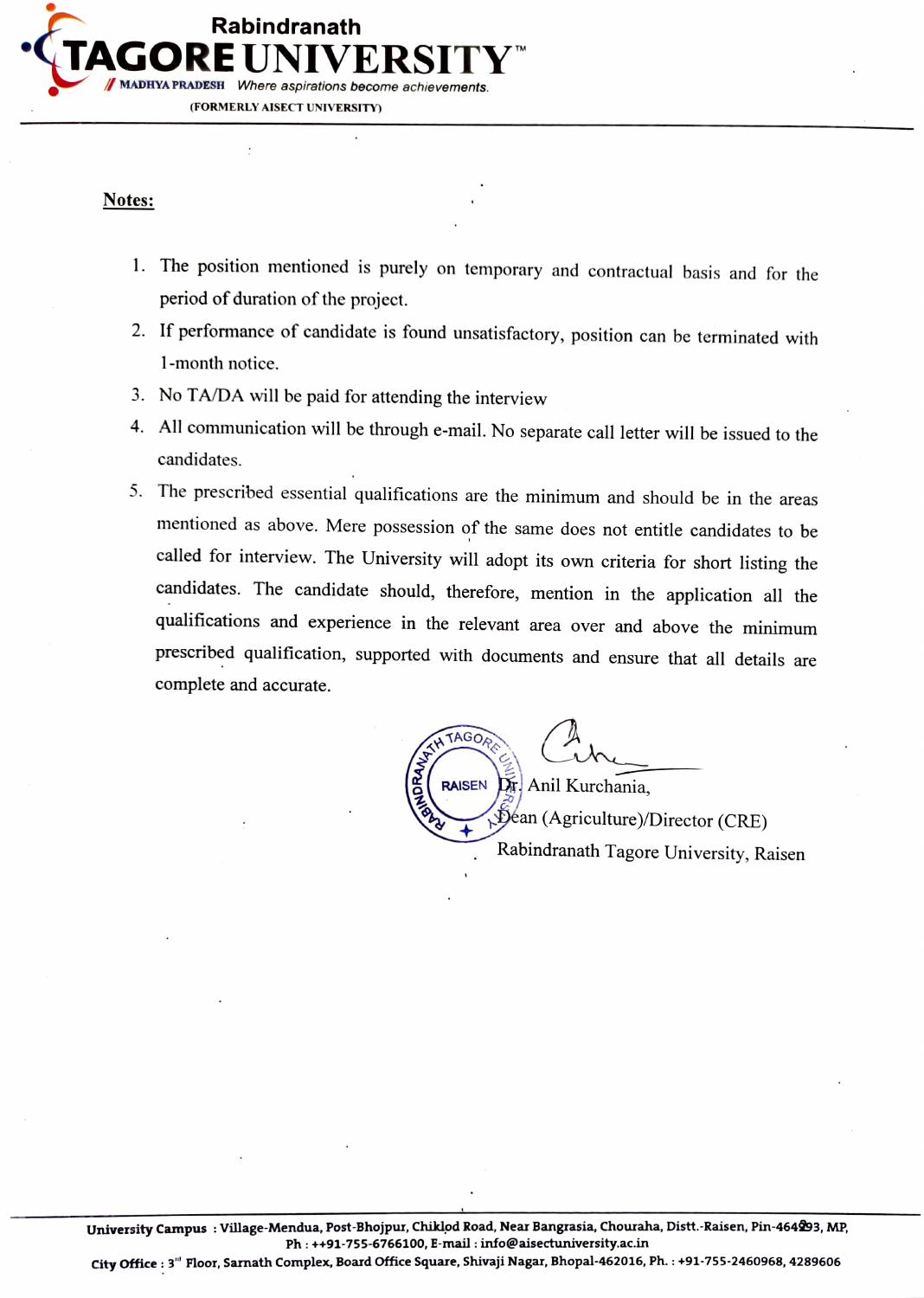Rabindranath
**TAGORE UNIVERSITY**™
MADHYA PRADESH *Where aspirations become achievements.*
(FORMERLY AISECT UNIVERSITY)

**Notes:**

1. The position mentioned is purely on temporary and contractual basis and for the period of duration of the project.
2. If performance of candidate is found unsatisfactory, position can be terminated with 1-month notice.
3. No TA/DA will be paid for attending the interview
4. All communication will be through e-mail. No separate call letter will be issued to the candidates.
5. The prescribed essential qualifications are the minimum and should be in the areas mentioned as above. Mere possession of the same does not entitle candidates to be called for interview. The University will adopt its own criteria for short listing the candidates. The candidate should, therefore, mention in the application all the qualifications and experience in the relevant area over and above the minimum prescribed qualification, supported with documents and ensure that all details are complete and accurate.

Dr. Anil Kurchania,
Dean (Agriculture)/Director (CRE)
Rabindranath Tagore University, Raisen

**University Campus** : Village-Mendua, Post-Bhojpur, Chiklod Road, Near Bangrasia, Chouraha, Distt.-Raisen, Pin-464993, MP, Ph : ++91-755-6766100, E-mail : info@aisectuniversity.ac.in
**City Office** : 3rd Floor, Sarnath Complex, Board Office Square, Shivaji Nagar, Bhopal-462016, Ph. : +91-755-2460968, 4289606